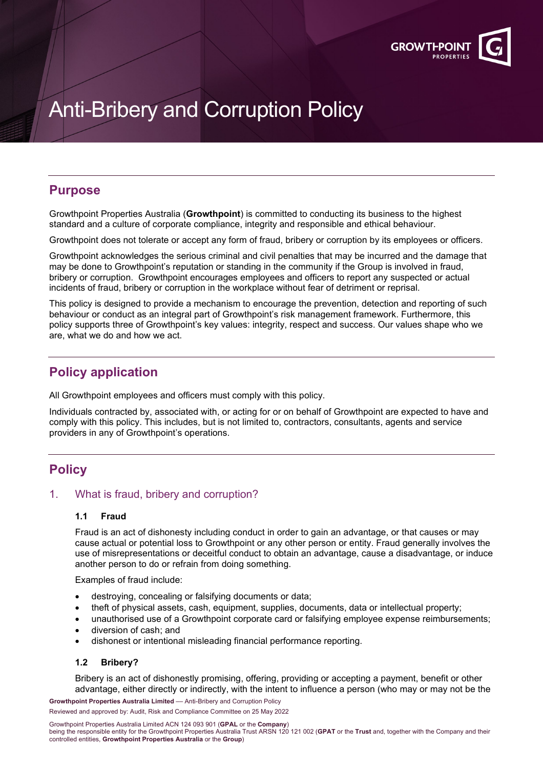# Anti-Bribery and Corruption Policy

## Purpose

Growthpoint Properties Australia (**Growthpoint**) is committed to conducting its business to the highest standard and a culture of corporate compliance, integrity and responsible and ethical behaviour.

Growthpoint does not tolerate or accept any form of fraud, bribery or corruption by its employees or officers.

Growthpoint acknowledges the serious criminal and civil penalties that may be incurred and the damage that may be done to Growthpoint's reputation or standing in the community if the Group is involved in fraud, bribery or corruption. Growthpoint encourages employees and officers to report any suspected or actual incidents of fraud, bribery or corruption in the workplace without fear of detriment or reprisal.

This policy is designed to provide a mechanism to encourage the prevention, detection and reporting of such behaviour or conduct as an integral part of Growthpoint's risk management framework. Furthermore, this policy supports three of Growthpoint's key values: integrity, respect and success. Our values shape who we are, what we do and how we act.

## Policy application

All Growthpoint employees and officers must comply with this policy.

Individuals contracted by, associated with, or acting for or on behalf of Growthpoint are expected to have and comply with this policy. This includes, but is not limited to, contractors, consultants, agents and service providers in any of Growthpoint's operations.

## Policy

### 1. What is fraud, bribery and corruption?

#### 1.1 Fraud

Fraud is an act of dishonesty including conduct in order to gain an advantage, or that causes or may cause actual or potential loss to Growthpoint or any other person or entity. Fraud generally involves the use of misrepresentations or deceitful conduct to obtain an advantage, cause a disadvantage, or induce another person to do or refrain from doing something.

Examples of fraud include:

- destroying, concealing or falsifying documents or data;
- theft of physical assets, cash, equipment, supplies, documents, data or intellectual property;
- unauthorised use of a Growthpoint corporate card or falsifying employee expense reimbursements;
- diversion of cash; and
- dishonest or intentional misleading financial performance reporting.

#### 1.2 Bribery?

Bribery is an act of dishonestly promising, offering, providing or accepting a payment, benefit or other advantage, either directly or indirectly, with the intent to influence a person (who may or may not be the

**Growthpoint Properties Australia Limited** — Anti-Bribery and Corruption Policy

Reviewed and approved by: Audit, Risk and Compliance Committee on 25 May 2022

Growthpoint Properties Australia Limited ACN 124 093 901 (**GPAL** or the **Company**) being the responsible entity for the Growthpoint Properties Australia Trust ARSN 120 121 002 (**GPAT** or the **Trust** and, together with the Company and their controlled entities, **Growthpoint Properties Australia** or the **Group**)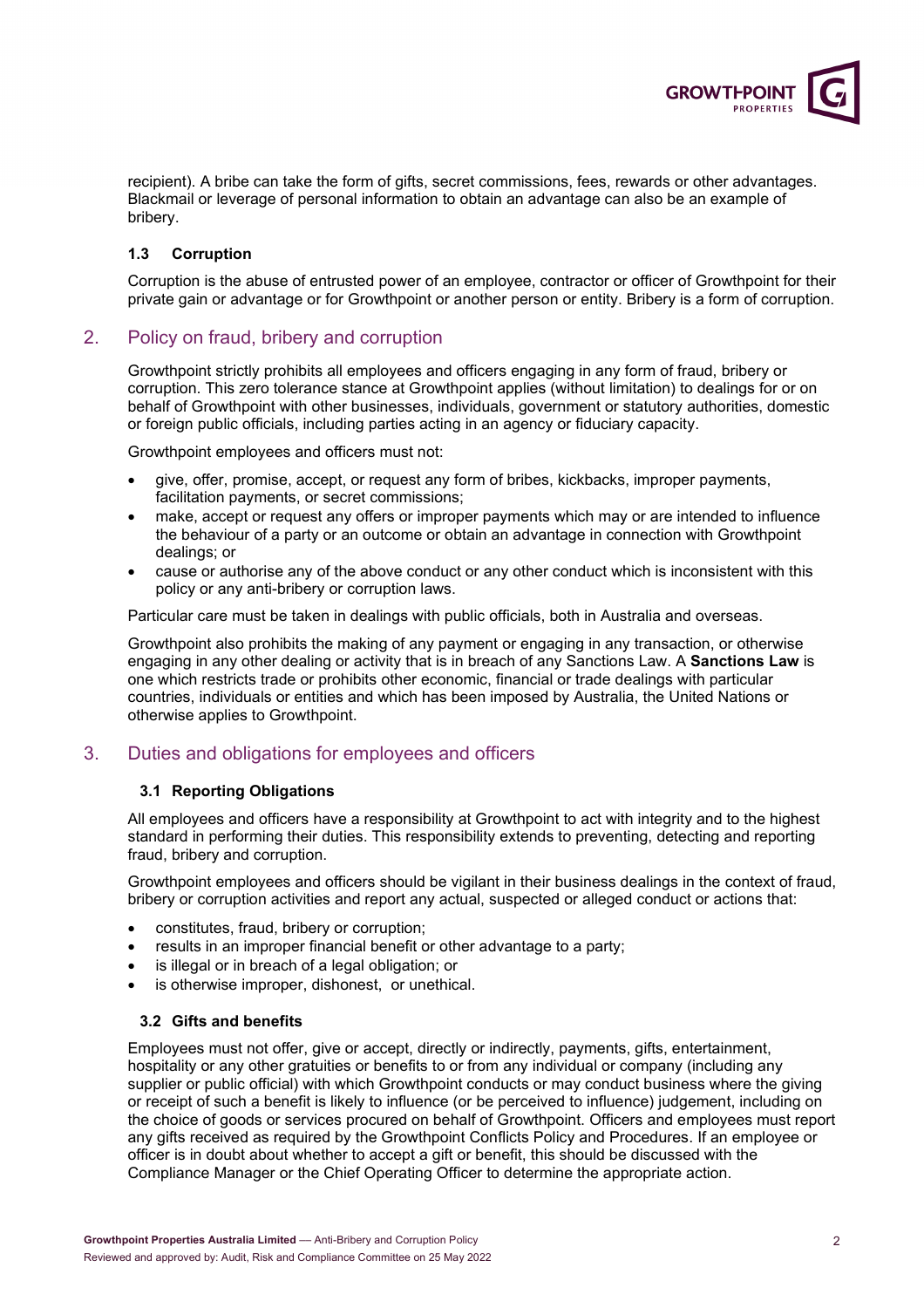recipient). A bribe can take the form of gifts, secret commissions, fees, rewards or other advantages. Blackmail or leverage of personal information to obtain an advantage can also be an example of bribery.

### 1.3 Corruption

Corruption is the abuse of entrusted power of an employee, contractor or officer of Growthpoint for their private gain or advantage or for Growthpoint or another person or entity. Bribery is a form of corruption.

## 2. Policy on fraud, bribery and corruption

Growthpoint strictly prohibits all employees and officers engaging in any form of fraud, bribery or corruption. This zero tolerance stance at Growthpoint applies (without limitation) to dealings for or on behalf of Growthpoint with other businesses, individuals, government or statutory authorities, domestic or foreign public officials, including parties acting in an agency or fiduciary capacity.

Growthpoint employees and officers must not:

- give, offer, promise, accept, or request any form of bribes, kickbacks, improper payments, facilitation payments, or secret commissions;
- make, accept or request any offers or improper payments which may or are intended to influence the behaviour of a party or an outcome or obtain an advantage in connection with Growthpoint dealings; or
- cause or authorise any of the above conduct or any other conduct which is inconsistent with this policy or any anti-bribery or corruption laws.

Particular care must be taken in dealings with public officials, both in Australia and overseas.

Growthpoint also prohibits the making of any payment or engaging in any transaction, or otherwise engaging in any other dealing or activity that is in breach of any Sanctions Law. A **Sanctions Law** is one which restricts trade or prohibits other economic, financial or trade dealings with particular countries, individuals or entities and which has been imposed by Australia, the United Nations or otherwise applies to Growthpoint.

## 3. Duties and obligations for employees and officers

### 3.1 Reporting Obligations

All employees and officers have a responsibility at Growthpoint to act with integrity and to the highest standard in performing their duties. This responsibility extends to preventing, detecting and reporting fraud, bribery and corruption.

Growthpoint employees and officers should be vigilant in their business dealings in the context of fraud, bribery or corruption activities and report any actual, suspected or alleged conduct or actions that:

- constitutes, fraud, bribery or corruption;
- results in an improper financial benefit or other advantage to a party;
- is illegal or in breach of a legal obligation; or
- is otherwise improper, dishonest, or unethical.

### 3.2 Gifts and benefits

Employees must not offer, give or accept, directly or indirectly, payments, gifts, entertainment, hospitality or any other gratuities or benefits to or from any individual or company (including any supplier or public official) with which Growthpoint conducts or may conduct business where the giving or receipt of such a benefit is likely to influence (or be perceived to influence) judgement, including on the choice of goods or services procured on behalf of Growthpoint. Officers and employees must report any gifts received as required by the Growthpoint Conflicts Policy and Procedures. If an employee or officer is in doubt about whether to accept a gift or benefit, this should be discussed with the Compliance Manager or the Chief Operating Officer to determine the appropriate action.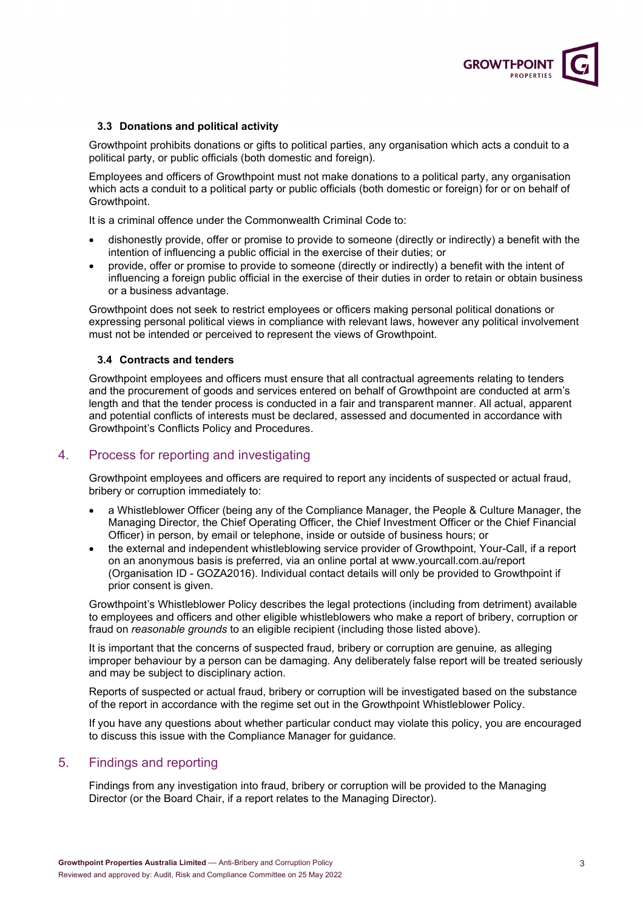### 3.3 Donations and political activity

Growthpoint prohibits donations or gifts to political parties, any organisation which acts a conduit to a political party, or public officials (both domestic and foreign).

Employees and officers of Growthpoint must not make donations to a political party, any organisation which acts a conduit to a political party or public officials (both domestic or foreign) for or on behalf of Growthpoint.

It is a criminal offence under the Commonwealth Criminal Code to:

- dishonestly provide, offer or promise to provide to someone (directly or indirectly) a benefit with the intention of influencing a public official in the exercise of their duties; or
- provide, offer or promise to provide to someone (directly or indirectly) a benefit with the intent of influencing a foreign public official in the exercise of their duties in order to retain or obtain business or a business advantage.

Growthpoint does not seek to restrict employees or officers making personal political donations or expressing personal political views in compliance with relevant laws, however any political involvement must not be intended or perceived to represent the views of Growthpoint.

### 3.4 Contracts and tenders

Growthpoint employees and officers must ensure that all contractual agreements relating to tenders and the procurement of goods and services entered on behalf of Growthpoint are conducted at arm's length and that the tender process is conducted in a fair and transparent manner. All actual, apparent and potential conflicts of interests must be declared, assessed and documented in accordance with Growthpoint's Conflicts Policy and Procedures.

## 4. Process for reporting and investigating

Growthpoint employees and officers are required to report any incidents of suspected or actual fraud, bribery or corruption immediately to:

- a Whistleblower Officer (being any of the Compliance Manager, the People & Culture Manager, the Managing Director, the Chief Operating Officer, the Chief Investment Officer or the Chief Financial Officer) in person, by email or telephone, inside or outside of business hours; or
- the external and independent whistleblowing service provider of Growthpoint, Your-Call, if a report on an anonymous basis is preferred, via an online portal at www.yourcall.com.au/report (Organisation ID - GOZA2016). Individual contact details will only be provided to Growthpoint if prior consent is given.

Growthpoint's Whistleblower Policy describes the legal protections (including from detriment) available to employees and officers and other eligible whistleblowers who make a report of bribery, corruption or fraud on *reasonable grounds* to an eligible recipient (including those listed above).

It is important that the concerns of suspected fraud, bribery or corruption are genuine, as alleging improper behaviour by a person can be damaging. Any deliberately false report will be treated seriously and may be subject to disciplinary action.

Reports of suspected or actual fraud, bribery or corruption will be investigated based on the substance of the report in accordance with the regime set out in the Growthpoint Whistleblower Policy.

If you have any questions about whether particular conduct may violate this policy, you are encouraged to discuss this issue with the Compliance Manager for guidance.

## 5. Findings and reporting

Findings from any investigation into fraud, bribery or corruption will be provided to the Managing Director (or the Board Chair, if a report relates to the Managing Director).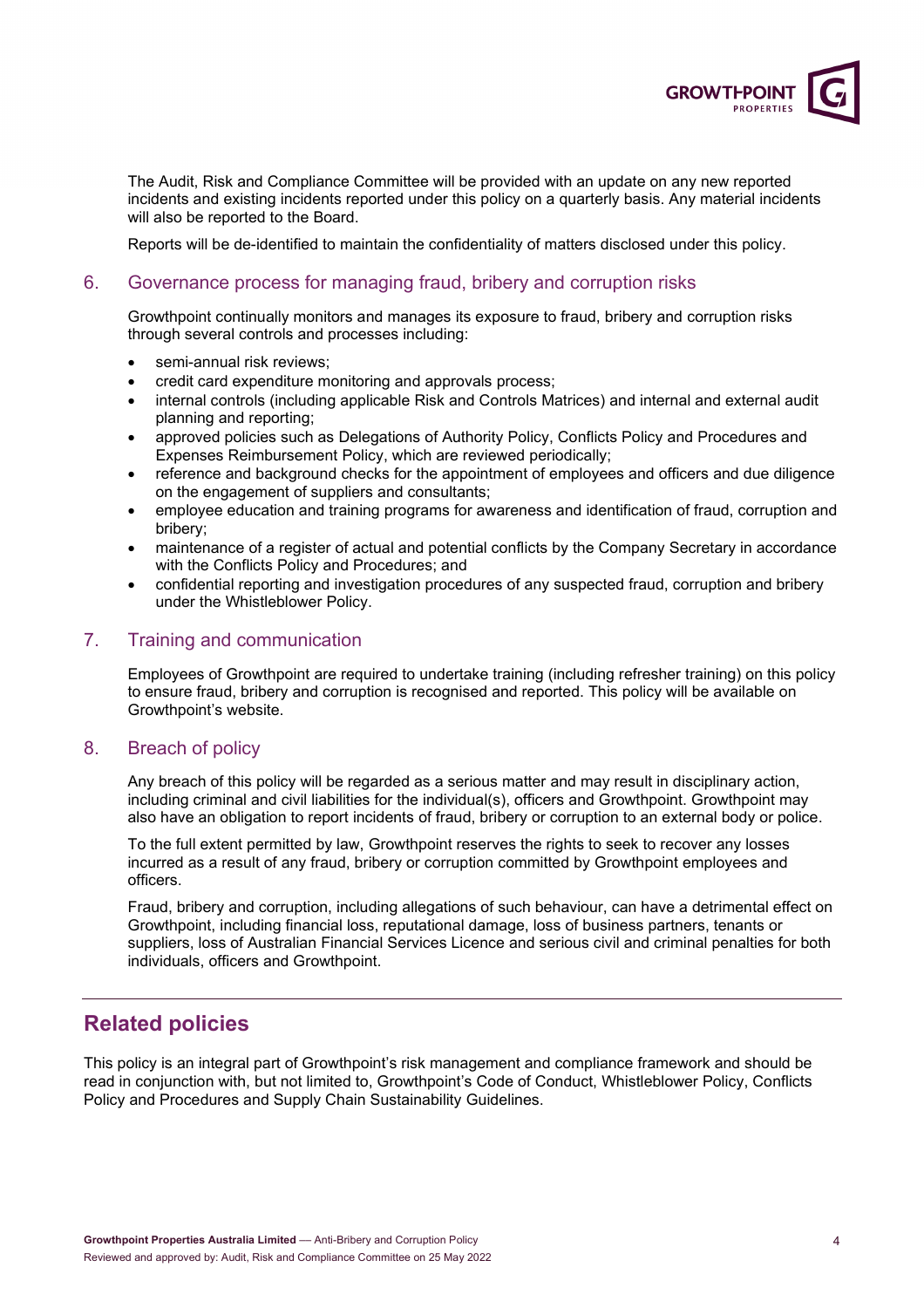The Audit, Risk and Compliance Committee will be provided with an update on any new reported incidents and existing incidents reported under this policy on a quarterly basis. Any material incidents will also be reported to the Board.

Reports will be de-identified to maintain the confidentiality of matters disclosed under this policy.

## 6. Governance process for managing fraud, bribery and corruption risks

Growthpoint continually monitors and manages its exposure to fraud, bribery and corruption risks through several controls and processes including:

- semi-annual risk reviews;
- credit card expenditure monitoring and approvals process;
- internal controls (including applicable Risk and Controls Matrices) and internal and external audit planning and reporting;
- approved policies such as Delegations of Authority Policy, Conflicts Policy and Procedures and Expenses Reimbursement Policy, which are reviewed periodically;
- reference and background checks for the appointment of employees and officers and due diligence on the engagement of suppliers and consultants;
- employee education and training programs for awareness and identification of fraud, corruption and bribery;
- maintenance of a register of actual and potential conflicts by the Company Secretary in accordance with the Conflicts Policy and Procedures; and
- confidential reporting and investigation procedures of any suspected fraud, corruption and bribery under the Whistleblower Policy.

## 7. Training and communication

Employees of Growthpoint are required to undertake training (including refresher training) on this policy to ensure fraud, bribery and corruption is recognised and reported. This policy will be available on Growthpoint's website.

## 8. Breach of policy

Any breach of this policy will be regarded as a serious matter and may result in disciplinary action, including criminal and civil liabilities for the individual(s), officers and Growthpoint. Growthpoint may also have an obligation to report incidents of fraud, bribery or corruption to an external body or police.

To the full extent permitted by law, Growthpoint reserves the rights to seek to recover any losses incurred as a result of any fraud, bribery or corruption committed by Growthpoint employees and officers.

Fraud, bribery and corruption, including allegations of such behaviour, can have a detrimental effect on Growthpoint, including financial loss, reputational damage, loss of business partners, tenants or suppliers, loss of Australian Financial Services Licence and serious civil and criminal penalties for both individuals, officers and Growthpoint.

# Related policies

This policy is an integral part of Growthpoint's risk management and compliance framework and should be read in conjunction with, but not limited to, Growthpoint's Code of Conduct, Whistleblower Policy, Conflicts Policy and Procedures and Supply Chain Sustainability Guidelines.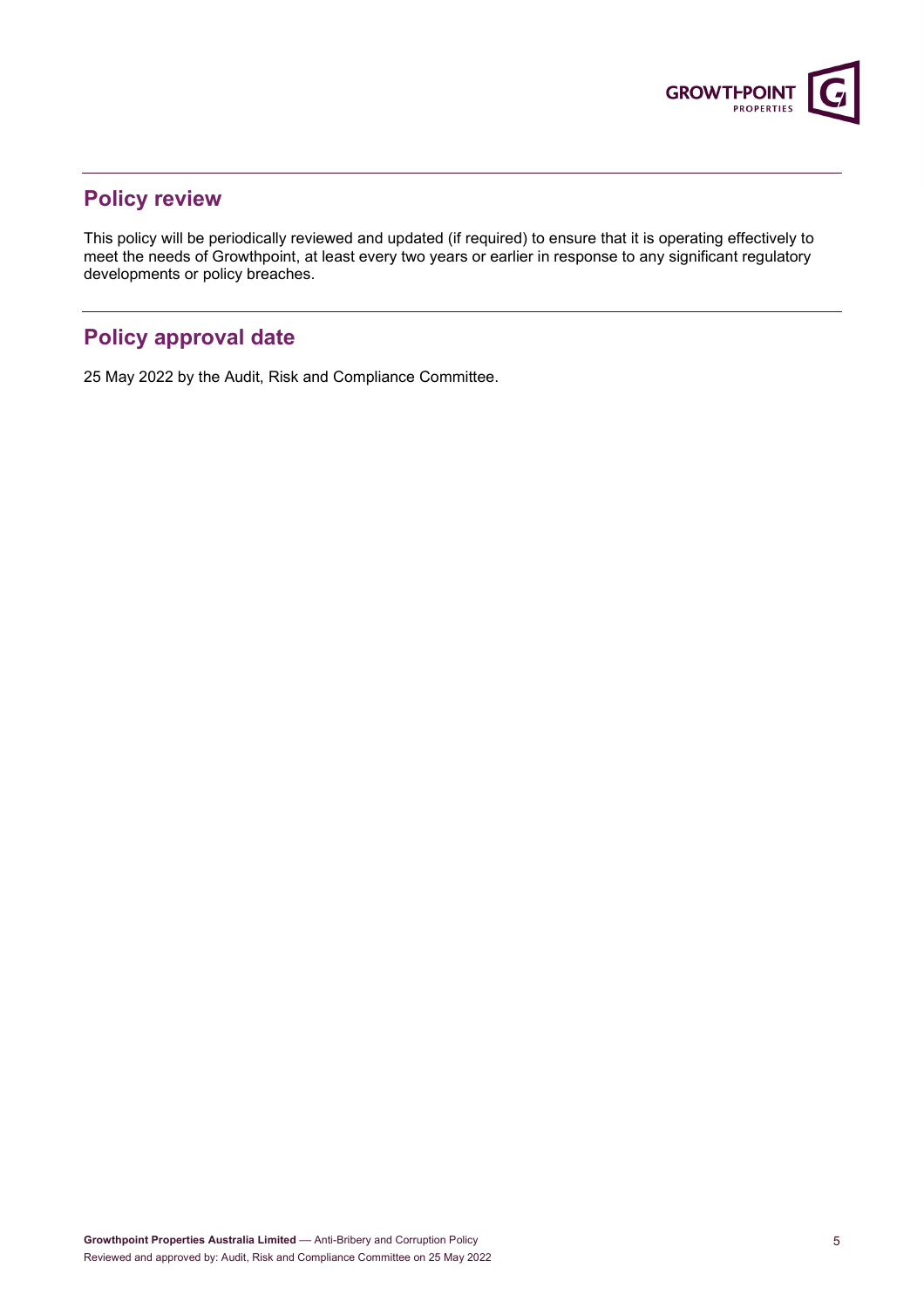## Policy review

This policy will be periodically reviewed and updated (if required) to ensure that it is operating effectively to meet the needs of Growthpoint, at least every two years or earlier in response to any significant regulatory developments or policy breaches.

## Policy approval date

25 May 2022 by the Audit, Risk and Compliance Committee.